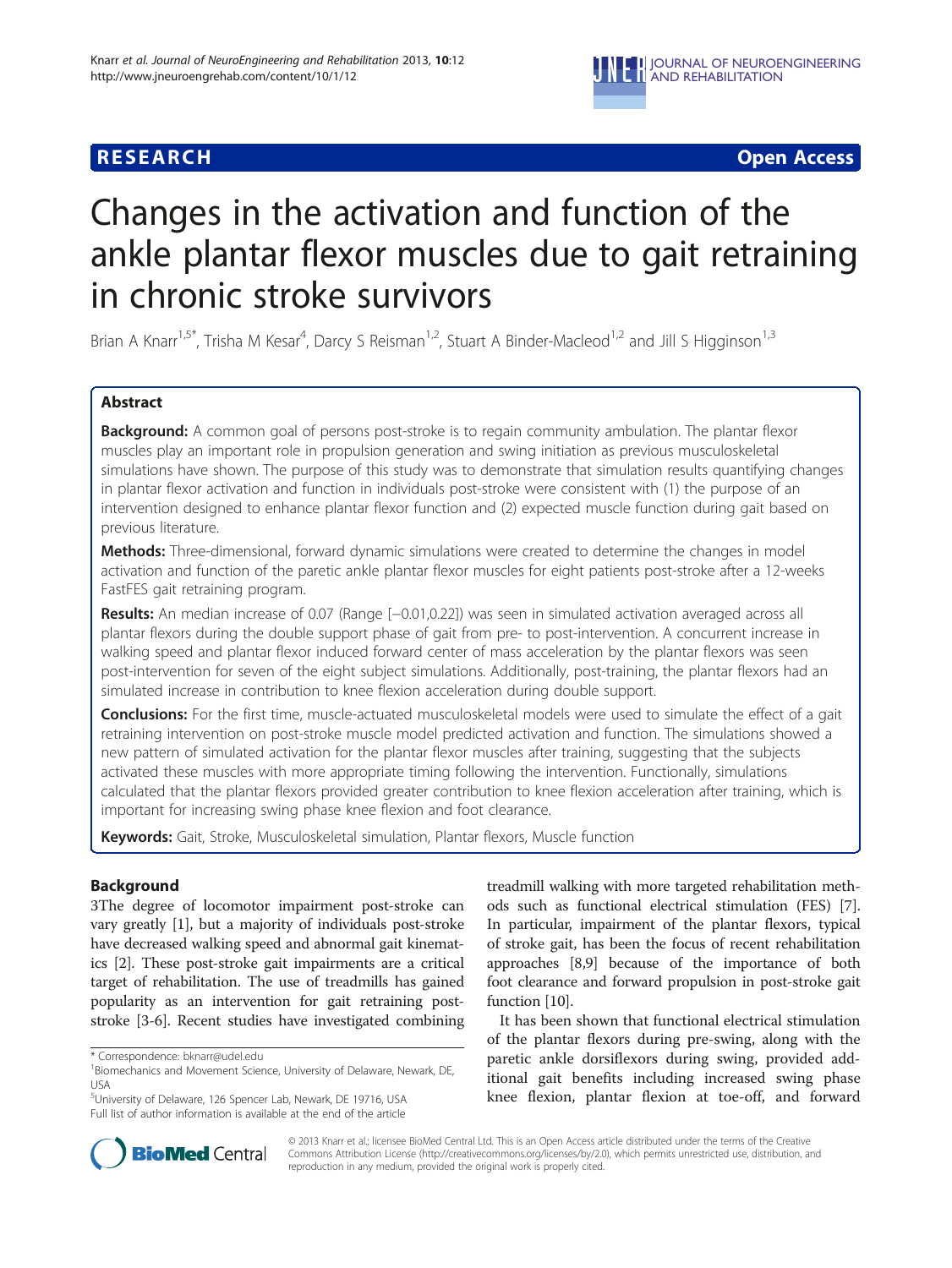**RESEARCH** **Open Access**

# Changes in the activation and function of the ankle plantar flexor muscles due to gait retraining in chronic stroke survivors

Brian A Knarr[1,5*], Trisha M Kesar[4], Darcy S Reisman[1,2], Stuart A Binder-Macleod[1,2] and Jill S Higginson[1,3]

## Abstract

**Background:** A common goal of persons post-stroke is to regain community ambulation. The plantar flexor muscles play an important role in propulsion generation and swing initiation as previous musculoskeletal simulations have shown. The purpose of this study was to demonstrate that simulation results quantifying changes in plantar flexor activation and function in individuals post-stroke were consistent with (1) the purpose of an intervention designed to enhance plantar flexor function and (2) expected muscle function during gait based on previous literature.

**Methods:** Three-dimensional, forward dynamic simulations were created to determine the changes in model activation and function of the paretic ankle plantar flexor muscles for eight patients post-stroke after a 12-weeks FastFES gait retraining program.

**Results:** An median increase of 0.07 (Range [−0.01,0.22]) was seen in simulated activation averaged across all plantar flexors during the double support phase of gait from pre- to post-intervention. A concurrent increase in walking speed and plantar flexor induced forward center of mass acceleration by the plantar flexors was seen post-intervention for seven of the eight subject simulations. Additionally, post-training, the plantar flexors had an simulated increase in contribution to knee flexion acceleration during double support.

**Conclusions:** For the first time, muscle-actuated musculoskeletal models were used to simulate the effect of a gait retraining intervention on post-stroke muscle model predicted activation and function. The simulations showed a new pattern of simulated activation for the plantar flexor muscles after training, suggesting that the subjects activated these muscles with more appropriate timing following the intervention. Functionally, simulations calculated that the plantar flexors provided greater contribution to knee flexion acceleration after training, which is important for increasing swing phase knee flexion and foot clearance.

**Keywords:** Gait, Stroke, Musculoskeletal simulation, Plantar flexors, Muscle function

## Background

3The degree of locomotor impairment post-stroke can vary greatly [1], but a majority of individuals post-stroke have decreased walking speed and abnormal gait kinematics [2]. These post-stroke gait impairments are a critical target of rehabilitation. The use of treadmills has gained popularity as an intervention for gait retraining post-stroke [3-6]. Recent studies have investigated combining treadmill walking with more targeted rehabilitation methods such as functional electrical stimulation (FES) [7]. In particular, impairment of the plantar flexors, typical of stroke gait, has been the focus of recent rehabilitation approaches [8,9] because of the importance of both foot clearance and forward propulsion in post-stroke gait function [10].

It has been shown that functional electrical stimulation of the plantar flexors during pre-swing, along with the paretic ankle dorsiflexors during swing, provided additional gait benefits including increased swing phase knee flexion, plantar flexion at toe-off, and forward

\* Correspondence: bknarr@udel.edu
[1]Biomechanics and Movement Science, University of Delaware, Newark, DE, USA
[5]University of Delaware, 126 Spencer Lab, Newark, DE 19716, USA
Full list of author information is available at the end of the article

© 2013 Knarr et al.; licensee BioMed Central Ltd. This is an Open Access article distributed under the terms of the Creative Commons Attribution License (http://creativecommons.org/licenses/by/2.0), which permits unrestricted use, distribution, and reproduction in any medium, provided the original work is properly cited.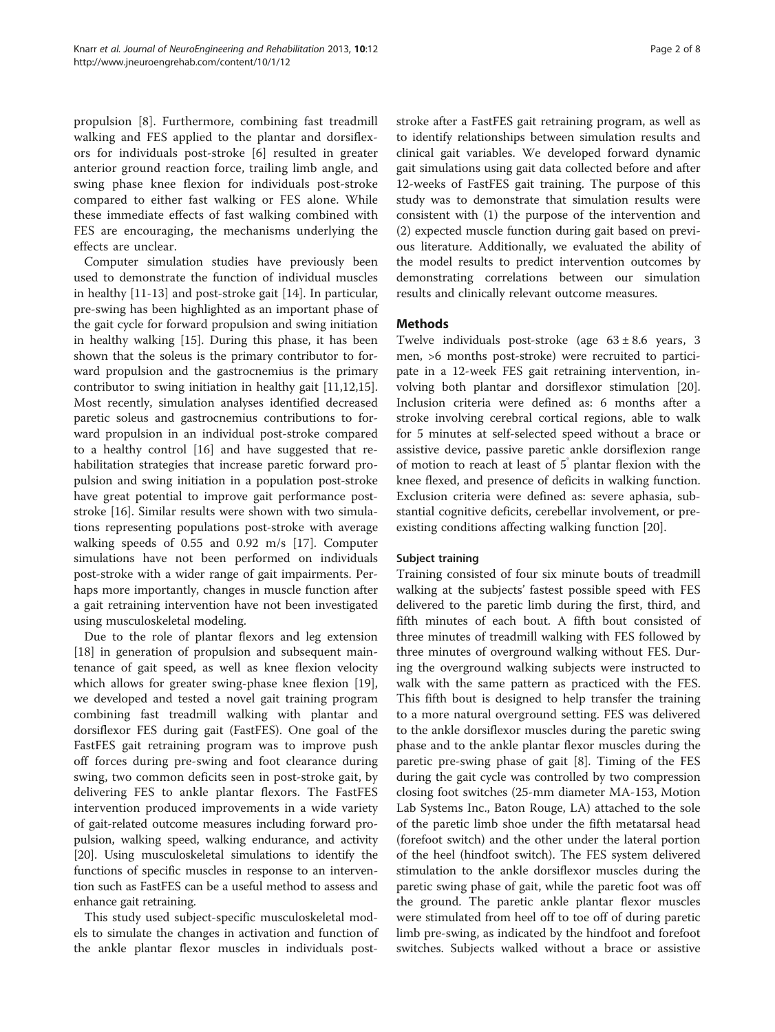propulsion [8]. Furthermore, combining fast treadmill walking and FES applied to the plantar and dorsiflexors for individuals post-stroke [6] resulted in greater anterior ground reaction force, trailing limb angle, and swing phase knee flexion for individuals post-stroke compared to either fast walking or FES alone. While these immediate effects of fast walking combined with FES are encouraging, the mechanisms underlying the effects are unclear.

Computer simulation studies have previously been used to demonstrate the function of individual muscles in healthy [11-13] and post-stroke gait [14]. In particular, pre-swing has been highlighted as an important phase of the gait cycle for forward propulsion and swing initiation in healthy walking [15]. During this phase, it has been shown that the soleus is the primary contributor to forward propulsion and the gastrocnemius is the primary contributor to swing initiation in healthy gait [11,12,15]. Most recently, simulation analyses identified decreased paretic soleus and gastrocnemius contributions to forward propulsion in an individual post-stroke compared to a healthy control [16] and have suggested that rehabilitation strategies that increase paretic forward propulsion and swing initiation in a population post-stroke have great potential to improve gait performance post-stroke [16]. Similar results were shown with two simulations representing populations post-stroke with average walking speeds of 0.55 and 0.92 m/s [17]. Computer simulations have not been performed on individuals post-stroke with a wider range of gait impairments. Perhaps more importantly, changes in muscle function after a gait retraining intervention have not been investigated using musculoskeletal modeling.

Due to the role of plantar flexors and leg extension [18] in generation of propulsion and subsequent maintenance of gait speed, as well as knee flexion velocity which allows for greater swing-phase knee flexion [19], we developed and tested a novel gait training program combining fast treadmill walking with plantar and dorsiflexor FES during gait (FastFES). One goal of the FastFES gait retraining program was to improve push off forces during pre-swing and foot clearance during swing, two common deficits seen in post-stroke gait, by delivering FES to ankle plantar flexors. The FastFES intervention produced improvements in a wide variety of gait-related outcome measures including forward propulsion, walking speed, walking endurance, and activity [20]. Using musculoskeletal simulations to identify the functions of specific muscles in response to an intervention such as FastFES can be a useful method to assess and enhance gait retraining.

This study used subject-specific musculoskeletal models to simulate the changes in activation and function of the ankle plantar flexor muscles in individuals post-stroke after a FastFES gait retraining program, as well as to identify relationships between simulation results and clinical gait variables. We developed forward dynamic gait simulations using gait data collected before and after 12-weeks of FastFES gait training. The purpose of this study was to demonstrate that simulation results were consistent with (1) the purpose of the intervention and (2) expected muscle function during gait based on previous literature. Additionally, we evaluated the ability of the model results to predict intervention outcomes by demonstrating correlations between our simulation results and clinically relevant outcome measures.

## Methods

Twelve individuals post-stroke (age $63 \pm 8.6$ years, 3 men, >6 months post-stroke) were recruited to participate in a 12-week FES gait retraining intervention, involving both plantar and dorsiflexor stimulation [20]. Inclusion criteria were defined as: 6 months after a stroke involving cerebral cortical regions, able to walk for 5 minutes at self-selected speed without a brace or assistive device, passive paretic ankle dorsiflexion range of motion to reach at least of 5° plantar flexion with the knee flexed, and presence of deficits in walking function. Exclusion criteria were defined as: severe aphasia, substantial cognitive deficits, cerebellar involvement, or pre-existing conditions affecting walking function [20].

### Subject training

Training consisted of four six minute bouts of treadmill walking at the subjects' fastest possible speed with FES delivered to the paretic limb during the first, third, and fifth minutes of each bout. A fifth bout consisted of three minutes of treadmill walking with FES followed by three minutes of overground walking without FES. During the overground walking subjects were instructed to walk with the same pattern as practiced with the FES. This fifth bout is designed to help transfer the training to a more natural overground setting. FES was delivered to the ankle dorsiflexor muscles during the paretic swing phase and to the ankle plantar flexor muscles during the paretic pre-swing phase of gait [8]. Timing of the FES during the gait cycle was controlled by two compression closing foot switches (25-mm diameter MA-153, Motion Lab Systems Inc., Baton Rouge, LA) attached to the sole of the paretic limb shoe under the fifth metatarsal head (forefoot switch) and the other under the lateral portion of the heel (hindfoot switch). The FES system delivered stimulation to the ankle dorsiflexor muscles during the paretic swing phase of gait, while the paretic foot was off the ground. The paretic ankle plantar flexor muscles were stimulated from heel off to toe off of during paretic limb pre-swing, as indicated by the hindfoot and forefoot switches. Subjects walked without a brace or assistive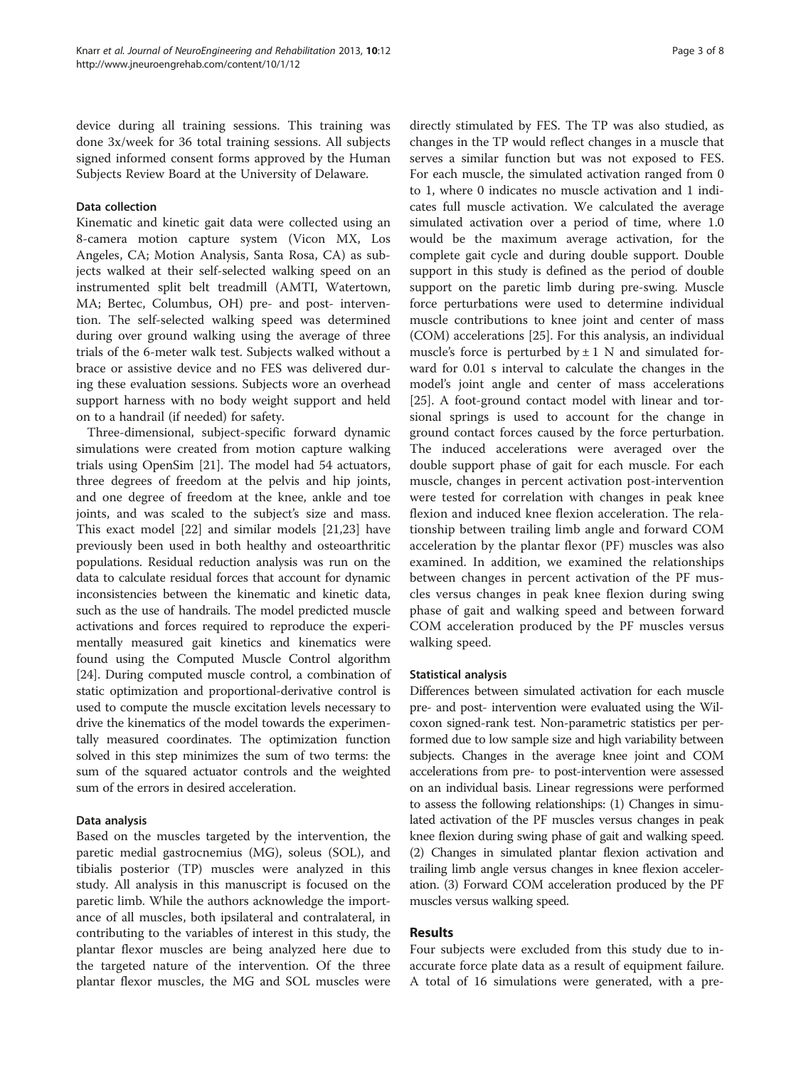device during all training sessions. This training was done 3x/week for 36 total training sessions. All subjects signed informed consent forms approved by the Human Subjects Review Board at the University of Delaware.

### Data collection

Kinematic and kinetic gait data were collected using an 8-camera motion capture system (Vicon MX, Los Angeles, CA; Motion Analysis, Santa Rosa, CA) as subjects walked at their self-selected walking speed on an instrumented split belt treadmill (AMTI, Watertown, MA; Bertec, Columbus, OH) pre- and post- intervention. The self-selected walking speed was determined during over ground walking using the average of three trials of the 6-meter walk test. Subjects walked without a brace or assistive device and no FES was delivered during these evaluation sessions. Subjects wore an overhead support harness with no body weight support and held on to a handrail (if needed) for safety.

Three-dimensional, subject-specific forward dynamic simulations were created from motion capture walking trials using OpenSim [21]. The model had 54 actuators, three degrees of freedom at the pelvis and hip joints, and one degree of freedom at the knee, ankle and toe joints, and was scaled to the subject's size and mass. This exact model [22] and similar models [21,23] have previously been used in both healthy and osteoarthritic populations. Residual reduction analysis was run on the data to calculate residual forces that account for dynamic inconsistencies between the kinematic and kinetic data, such as the use of handrails. The model predicted muscle activations and forces required to reproduce the experimentally measured gait kinetics and kinematics were found using the Computed Muscle Control algorithm [24]. During computed muscle control, a combination of static optimization and proportional-derivative control is used to compute the muscle excitation levels necessary to drive the kinematics of the model towards the experimentally measured coordinates. The optimization function solved in this step minimizes the sum of two terms: the sum of the squared actuator controls and the weighted sum of the errors in desired acceleration.

### Data analysis

Based on the muscles targeted by the intervention, the paretic medial gastrocnemius (MG), soleus (SOL), and tibialis posterior (TP) muscles were analyzed in this study. All analysis in this manuscript is focused on the paretic limb. While the authors acknowledge the importance of all muscles, both ipsilateral and contralateral, in contributing to the variables of interest in this study, the plantar flexor muscles are being analyzed here due to the targeted nature of the intervention. Of the three plantar flexor muscles, the MG and SOL muscles were directly stimulated by FES. The TP was also studied, as changes in the TP would reflect changes in a muscle that serves a similar function but was not exposed to FES. For each muscle, the simulated activation ranged from 0 to 1, where 0 indicates no muscle activation and 1 indicates full muscle activation. We calculated the average simulated activation over a period of time, where 1.0 would be the maximum average activation, for the complete gait cycle and during double support. Double support in this study is defined as the period of double support on the paretic limb during pre-swing. Muscle force perturbations were used to determine individual muscle contributions to knee joint and center of mass (COM) accelerations [25]. For this analysis, an individual muscle's force is perturbed by $\pm 1$ N and simulated forward for 0.01 s interval to calculate the changes in the model's joint angle and center of mass accelerations [25]. A foot-ground contact model with linear and torsional springs is used to account for the change in ground contact forces caused by the force perturbation. The induced accelerations were averaged over the double support phase of gait for each muscle. For each muscle, changes in percent activation post-intervention were tested for correlation with changes in peak knee flexion and induced knee flexion acceleration. The relationship between trailing limb angle and forward COM acceleration by the plantar flexor (PF) muscles was also examined. In addition, we examined the relationships between changes in percent activation of the PF muscles versus changes in peak knee flexion during swing phase of gait and walking speed and between forward COM acceleration produced by the PF muscles versus walking speed.

### Statistical analysis

Differences between simulated activation for each muscle pre- and post- intervention were evaluated using the Wilcoxon signed-rank test. Non-parametric statistics per performed due to low sample size and high variability between subjects. Changes in the average knee joint and COM accelerations from pre- to post-intervention were assessed on an individual basis. Linear regressions were performed to assess the following relationships: (1) Changes in simulated activation of the PF muscles versus changes in peak knee flexion during swing phase of gait and walking speed. (2) Changes in simulated plantar flexion activation and trailing limb angle versus changes in knee flexion acceleration. (3) Forward COM acceleration produced by the PF muscles versus walking speed.

## Results

Four subjects were excluded from this study due to inaccurate force plate data as a result of equipment failure. A total of 16 simulations were generated, with a pre-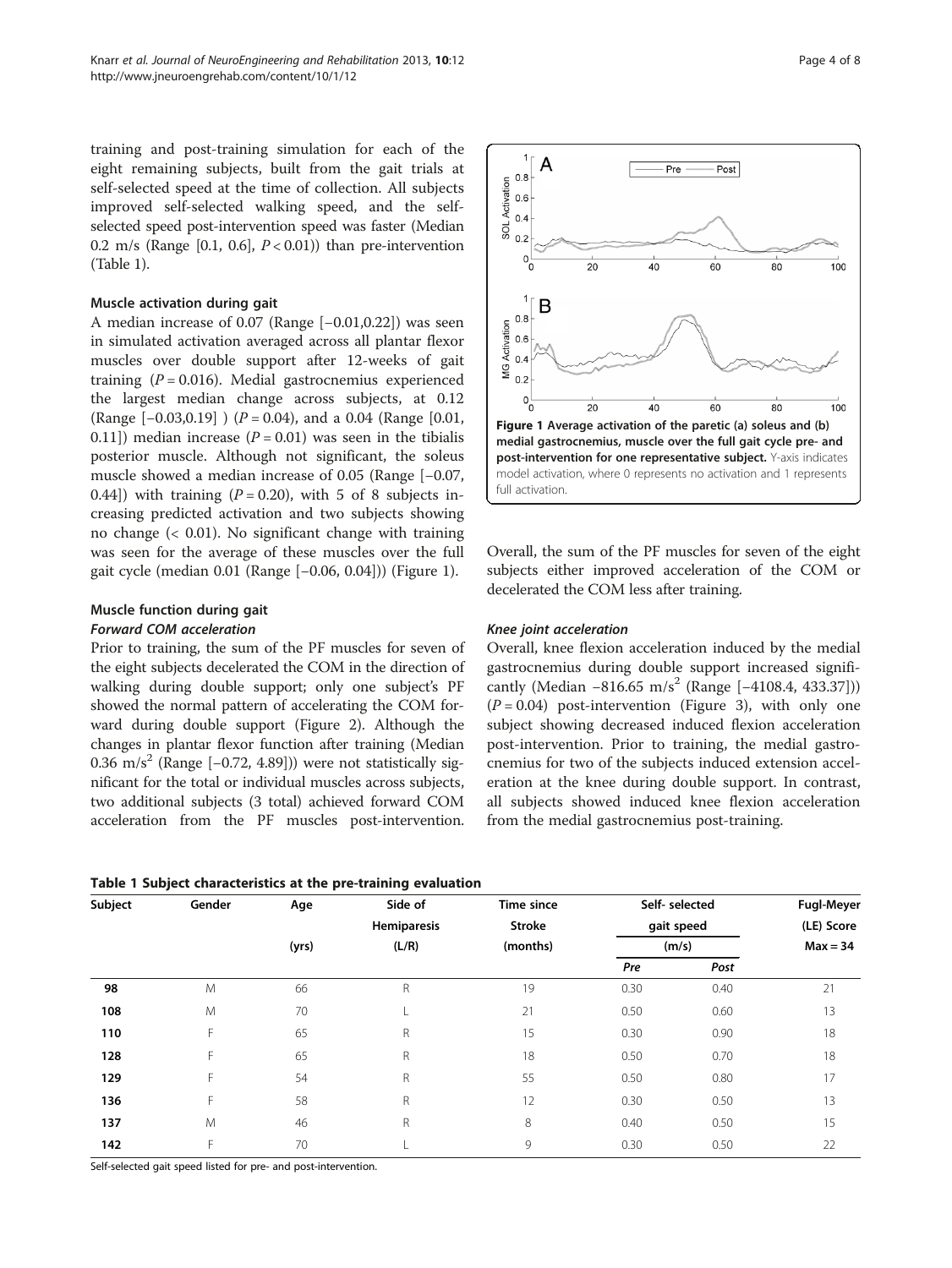training and post-training simulation for each of the eight remaining subjects, built from the gait trials at self-selected speed at the time of collection. All subjects improved self-selected walking speed, and the self-selected speed post-intervention speed was faster (Median 0.2 m/s (Range [0.1, 0.6], $P < 0.01$)) than pre-intervention (Table 1).

### Muscle activation during gait

A median increase of 0.07 (Range [−0.01,0.22]) was seen in simulated activation averaged across all plantar flexor muscles over double support after 12-weeks of gait training ($P = 0.016$). Medial gastrocnemius experienced the largest median change across subjects, at 0.12 (Range [−0.03,0.19] ) ($P = 0.04$), and a 0.04 (Range [0.01, 0.11]) median increase ($P = 0.01$) was seen in the tibialis posterior muscle. Although not significant, the soleus muscle showed a median increase of 0.05 (Range [−0.07, 0.44]) with training ($P = 0.20$), with 5 of 8 subjects increasing predicted activation and two subjects showing no change (< 0.01). No significant change with training was seen for the average of these muscles over the full gait cycle (median 0.01 (Range [−0.06, 0.04])) (Figure 1).

**Figure 1 Average activation of the paretic (a) soleus and (b) medial gastrocnemius, muscle over the full gait cycle pre- and post-intervention for one representative subject.** Y-axis indicates model activation, where 0 represents no activation and 1 represents full activation.

### Muscle function during gait

#### *Forward COM acceleration*

Prior to training, the sum of the PF muscles for seven of the eight subjects decelerated the COM in the direction of walking during double support; only one subject's PF showed the normal pattern of accelerating the COM forward during double support (Figure 2). Although the changes in plantar flexor function after training (Median 0.36 $m/s^2$ (Range [−0.72, 4.89])) were not statistically significant for the total or individual muscles across subjects, two additional subjects (3 total) achieved forward COM acceleration from the PF muscles post-intervention. Overall, the sum of the PF muscles for seven of the eight subjects either improved acceleration of the COM or decelerated the COM less after training.

#### *Knee joint acceleration*

Overall, knee flexion acceleration induced by the medial gastrocnemius during double support increased significantly (Median −816.65 $m/s^2$ (Range [−4108.4, 433.37])) ($P = 0.04$) post-intervention (Figure 3), with only one subject showing decreased induced flexion acceleration post-intervention. Prior to training, the medial gastrocnemius for two of the subjects induced extension acceleration at the knee during double support. In contrast, all subjects showed induced knee flexion acceleration from the medial gastrocnemius post-training.

**Table 1 Subject characteristics at the pre-training evaluation**

| Subject | Gender | Age (yrs) | Side of Hemiparesis (L/R) | Time since Stroke (months) | Self- selected gait speed (m/s) | | Fugl-Meyer (LE) Score Max = 34 |
|---|---|---|---|---|---|---|---|
| | | | | | *Pre* | *Post* | |
| **98** | M | 66 | R | 19 | 0.30 | 0.40 | 21 |
| **108** | M | 70 | L | 21 | 0.50 | 0.60 | 13 |
| **110** | F | 65 | R | 15 | 0.30 | 0.90 | 18 |
| **128** | F | 65 | R | 18 | 0.50 | 0.70 | 18 |
| **129** | F | 54 | R | 55 | 0.50 | 0.80 | 17 |
| **136** | F | 58 | R | 12 | 0.30 | 0.50 | 13 |
| **137** | M | 46 | R | 8 | 0.40 | 0.50 | 15 |
| **142** | F | 70 | L | 9 | 0.30 | 0.50 | 22 |

Self-selected gait speed listed for pre- and post-intervention.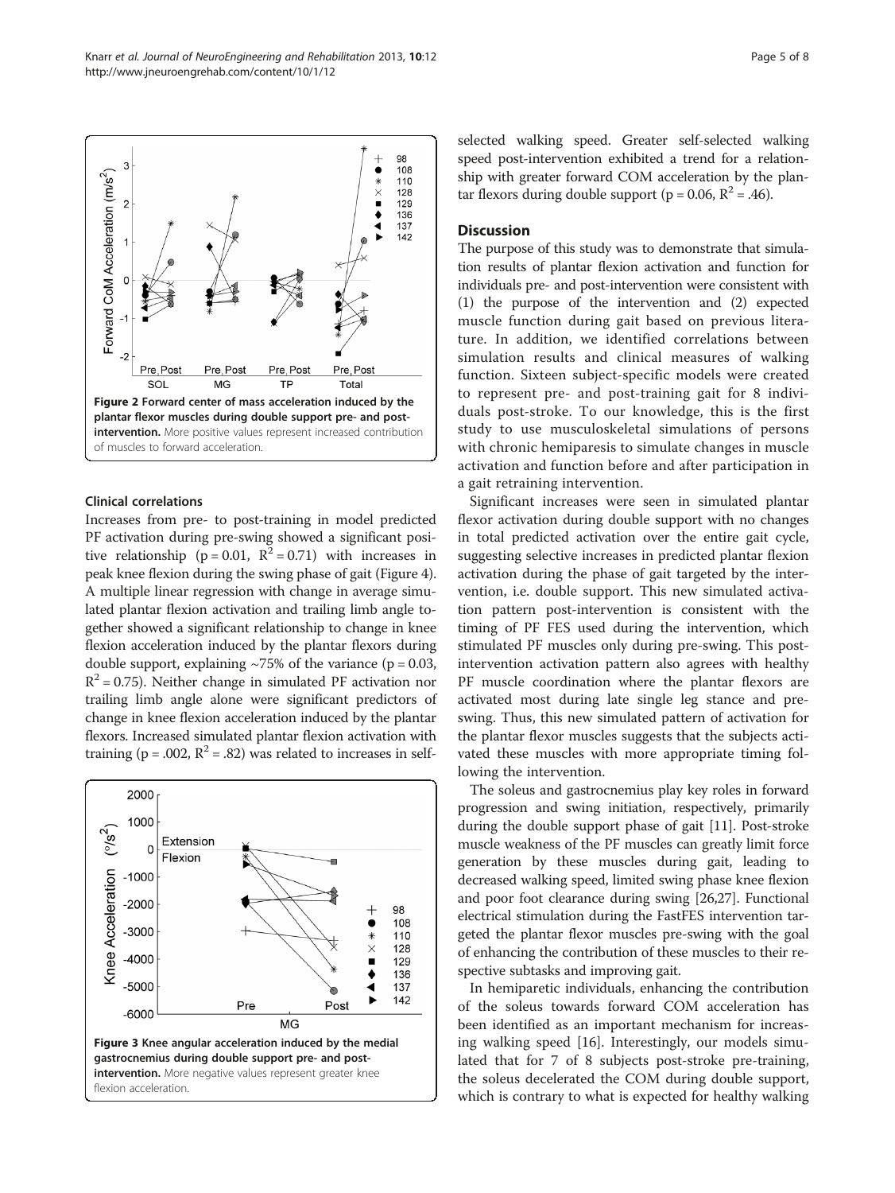Figure 2 Forward center of mass acceleration induced by the plantar flexor muscles during double support pre- and post-intervention. More positive values represent increased contribution of muscles to forward acceleration.

### Clinical correlations

Increases from pre- to post-training in model predicted PF activation during pre-swing showed a significant positive relationship ($p = 0.01$, $R^2 = 0.71$) with increases in peak knee flexion during the swing phase of gait (Figure 4). A multiple linear regression with change in average simulated plantar flexion activation and trailing limb angle together showed a significant relationship to change in knee flexion acceleration induced by the plantar flexors during double support, explaining ~75% of the variance ($p = 0.03$, $R^2 = 0.75$). Neither change in simulated PF activation nor trailing limb angle alone were significant predictors of change in knee flexion acceleration induced by the plantar flexors. Increased simulated plantar flexion activation with training ($p = .002$, $R^2 = .82$) was related to increases in self-selected walking speed. Greater self-selected walking speed post-intervention exhibited a trend for a relationship with greater forward COM acceleration by the plantar flexors during double support ($p = 0.06$, $R^2 = .46$).

Figure 3 Knee angular acceleration induced by the medial gastrocnemius during double support pre- and post-intervention. More negative values represent greater knee flexion acceleration.

## Discussion

The purpose of this study was to demonstrate that simulation results of plantar flexion activation and function for individuals pre- and post-intervention were consistent with (1) the purpose of the intervention and (2) expected muscle function during gait based on previous literature. In addition, we identified correlations between simulation results and clinical measures of walking function. Sixteen subject-specific models were created to represent pre- and post-training gait for 8 individuals post-stroke. To our knowledge, this is the first study to use musculoskeletal simulations of persons with chronic hemiparesis to simulate changes in muscle activation and function before and after participation in a gait retraining intervention.

Significant increases were seen in simulated plantar flexor activation during double support with no changes in total predicted activation over the entire gait cycle, suggesting selective increases in predicted plantar flexion activation during the phase of gait targeted by the intervention, i.e. double support. This new simulated activation pattern post-intervention is consistent with the timing of PF FES used during the intervention, which stimulated PF muscles only during pre-swing. This post-intervention activation pattern also agrees with healthy PF muscle coordination where the plantar flexors are activated most during late single leg stance and pre-swing. Thus, this new simulated pattern of activation for the plantar flexor muscles suggests that the subjects activated these muscles with more appropriate timing following the intervention.

The soleus and gastrocnemius play key roles in forward progression and swing initiation, respectively, primarily during the double support phase of gait [11]. Post-stroke muscle weakness of the PF muscles can greatly limit force generation by these muscles during gait, leading to decreased walking speed, limited swing phase knee flexion and poor foot clearance during swing [26,27]. Functional electrical stimulation during the FastFES intervention targeted the plantar flexor muscles pre-swing with the goal of enhancing the contribution of these muscles to their respective subtasks and improving gait.

In hemiparetic individuals, enhancing the contribution of the soleus towards forward COM acceleration has been identified as an important mechanism for increasing walking speed [16]. Interestingly, our models simulated that for 7 of 8 subjects post-stroke pre-training, the soleus decelerated the COM during double support, which is contrary to what is expected for healthy walking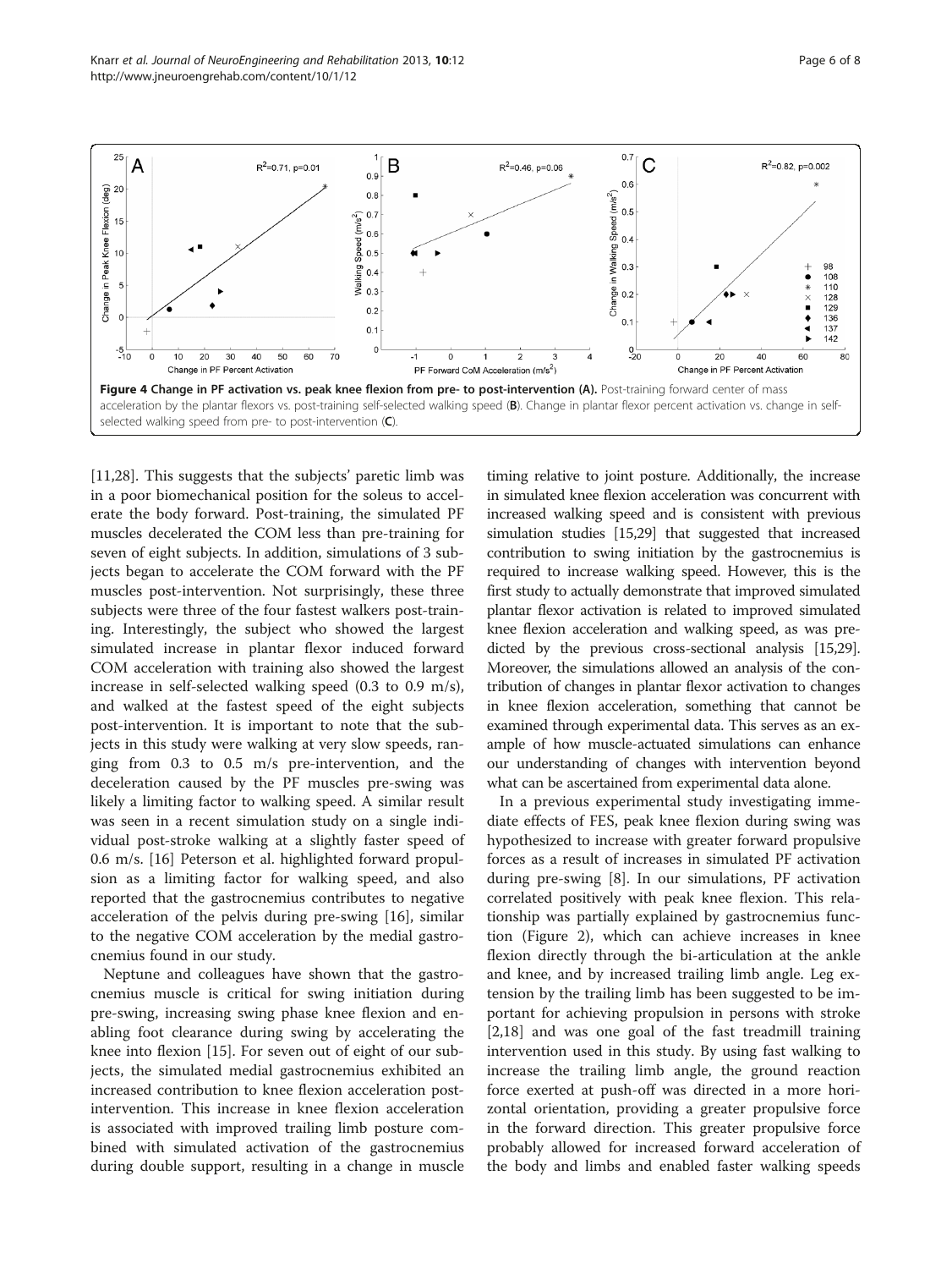Figure 4 Change in PF activation vs. peak knee flexion from pre- to post-intervention (A). Post-training forward center of mass acceleration by the plantar flexors vs. post-training self-selected walking speed (B). Change in plantar flexor percent activation vs. change in self-selected walking speed from pre- to post-intervention (C).

[11,28]. This suggests that the subjects' paretic limb was in a poor biomechanical position for the soleus to accelerate the body forward. Post-training, the simulated PF muscles decelerated the COM less than pre-training for seven of eight subjects. In addition, simulations of 3 subjects began to accelerate the COM forward with the PF muscles post-intervention. Not surprisingly, these three subjects were three of the four fastest walkers post-training. Interestingly, the subject who showed the largest simulated increase in plantar flexor induced forward COM acceleration with training also showed the largest increase in self-selected walking speed (0.3 to 0.9 m/s), and walked at the fastest speed of the eight subjects post-intervention. It is important to note that the subjects in this study were walking at very slow speeds, ranging from 0.3 to 0.5 m/s pre-intervention, and the deceleration caused by the PF muscles pre-swing was likely a limiting factor to walking speed. A similar result was seen in a recent simulation study on a single individual post-stroke walking at a slightly faster speed of 0.6 m/s. [16] Peterson et al. highlighted forward propulsion as a limiting factor for walking speed, and also reported that the gastrocnemius contributes to negative acceleration of the pelvis during pre-swing [16], similar to the negative COM acceleration by the medial gastrocnemius found in our study.

Neptune and colleagues have shown that the gastrocnemius muscle is critical for swing initiation during pre-swing, increasing swing phase knee flexion and enabling foot clearance during swing by accelerating the knee into flexion [15]. For seven out of eight of our subjects, the simulated medial gastrocnemius exhibited an increased contribution to knee flexion acceleration post-intervention. This increase in knee flexion acceleration is associated with improved trailing limb posture combined with simulated activation of the gastrocnemius during double support, resulting in a change in muscle timing relative to joint posture. Additionally, the increase in simulated knee flexion acceleration was concurrent with increased walking speed and is consistent with previous simulation studies [15,29] that suggested that increased contribution to swing initiation by the gastrocnemius is required to increase walking speed. However, this is the first study to actually demonstrate that improved simulated plantar flexor activation is related to improved simulated knee flexion acceleration and walking speed, as was predicted by the previous cross-sectional analysis [15,29]. Moreover, the simulations allowed an analysis of the contribution of changes in plantar flexor activation to changes in knee flexion acceleration, something that cannot be examined through experimental data. This serves as an example of how muscle-actuated simulations can enhance our understanding of changes with intervention beyond what can be ascertained from experimental data alone.

In a previous experimental study investigating immediate effects of FES, peak knee flexion during swing was hypothesized to increase with greater forward propulsive forces as a result of increases in simulated PF activation during pre-swing [8]. In our simulations, PF activation correlated positively with peak knee flexion. This relationship was partially explained by gastrocnemius function (Figure 2), which can achieve increases in knee flexion directly through the bi-articulation at the ankle and knee, and by increased trailing limb angle. Leg extension by the trailing limb has been suggested to be important for achieving propulsion in persons with stroke [2,18] and was one goal of the fast treadmill training intervention used in this study. By using fast walking to increase the trailing limb angle, the ground reaction force exerted at push-off was directed in a more horizontal orientation, providing a greater propulsive force in the forward direction. This greater propulsive force probably allowed for increased forward acceleration of the body and limbs and enabled faster walking speeds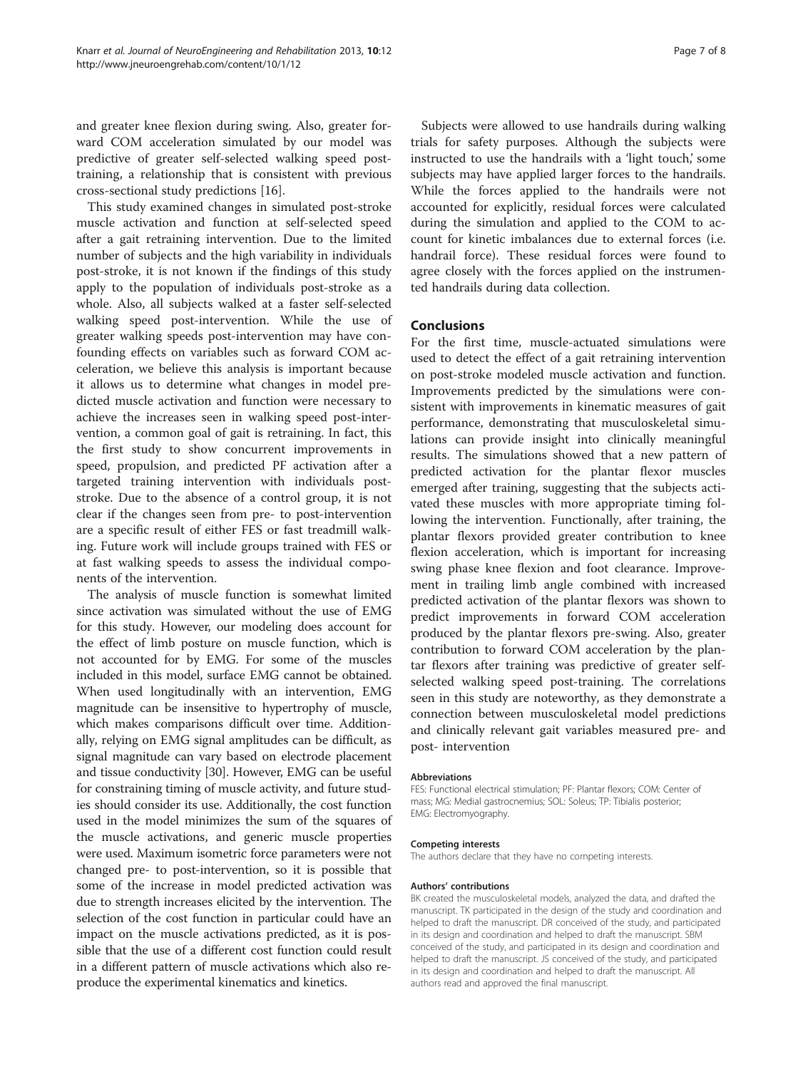and greater knee flexion during swing. Also, greater forward COM acceleration simulated by our model was predictive of greater self-selected walking speed post-training, a relationship that is consistent with previous cross-sectional study predictions [16].

This study examined changes in simulated post-stroke muscle activation and function at self-selected speed after a gait retraining intervention. Due to the limited number of subjects and the high variability in individuals post-stroke, it is not known if the findings of this study apply to the population of individuals post-stroke as a whole. Also, all subjects walked at a faster self-selected walking speed post-intervention. While the use of greater walking speeds post-intervention may have confounding effects on variables such as forward COM acceleration, we believe this analysis is important because it allows us to determine what changes in model predicted muscle activation and function were necessary to achieve the increases seen in walking speed post-intervention, a common goal of gait is retraining. In fact, this the first study to show concurrent improvements in speed, propulsion, and predicted PF activation after a targeted training intervention with individuals post-stroke. Due to the absence of a control group, it is not clear if the changes seen from pre- to post-intervention are a specific result of either FES or fast treadmill walking. Future work will include groups trained with FES or at fast walking speeds to assess the individual components of the intervention.

The analysis of muscle function is somewhat limited since activation was simulated without the use of EMG for this study. However, our modeling does account for the effect of limb posture on muscle function, which is not accounted for by EMG. For some of the muscles included in this model, surface EMG cannot be obtained. When used longitudinally with an intervention, EMG magnitude can be insensitive to hypertrophy of muscle, which makes comparisons difficult over time. Additionally, relying on EMG signal amplitudes can be difficult, as signal magnitude can vary based on electrode placement and tissue conductivity [30]. However, EMG can be useful for constraining timing of muscle activity, and future studies should consider its use. Additionally, the cost function used in the model minimizes the sum of the squares of the muscle activations, and generic muscle properties were used. Maximum isometric force parameters were not changed pre- to post-intervention, so it is possible that some of the increase in model predicted activation was due to strength increases elicited by the intervention. The selection of the cost function in particular could have an impact on the muscle activations predicted, as it is possible that the use of a different cost function could result in a different pattern of muscle activations which also reproduce the experimental kinematics and kinetics.

Subjects were allowed to use handrails during walking trials for safety purposes. Although the subjects were instructed to use the handrails with a 'light touch,' some subjects may have applied larger forces to the handrails. While the forces applied to the handrails were not accounted for explicitly, residual forces were calculated during the simulation and applied to the COM to account for kinetic imbalances due to external forces (i.e. handrail force). These residual forces were found to agree closely with the forces applied on the instrumented handrails during data collection.

## Conclusions

For the first time, muscle-actuated simulations were used to detect the effect of a gait retraining intervention on post-stroke modeled muscle activation and function. Improvements predicted by the simulations were consistent with improvements in kinematic measures of gait performance, demonstrating that musculoskeletal simulations can provide insight into clinically meaningful results. The simulations showed that a new pattern of predicted activation for the plantar flexor muscles emerged after training, suggesting that the subjects activated these muscles with more appropriate timing following the intervention. Functionally, after training, the plantar flexors provided greater contribution to knee flexion acceleration, which is important for increasing swing phase knee flexion and foot clearance. Improvement in trailing limb angle combined with increased predicted activation of the plantar flexors was shown to predict improvements in forward COM acceleration produced by the plantar flexors pre-swing. Also, greater contribution to forward COM acceleration by the plantar flexors after training was predictive of greater self-selected walking speed post-training. The correlations seen in this study are noteworthy, as they demonstrate a connection between musculoskeletal model predictions and clinically relevant gait variables measured pre- and post- intervention

#### Abbreviations

FES: Functional electrical stimulation; PF: Plantar flexors; COM: Center of mass; MG: Medial gastrocnemius; SOL: Soleus; TP: Tibialis posterior; EMG: Electromyography.

#### Competing interests

The authors declare that they have no competing interests.

#### Authors' contributions

BK created the musculoskeletal models, analyzed the data, and drafted the manuscript. TK participated in the design of the study and coordination and helped to draft the manuscript. DR conceived of the study, and participated in its design and coordination and helped to draft the manuscript. SBM conceived of the study, and participated in its design and coordination and helped to draft the manuscript. JS conceived of the study, and participated in its design and coordination and helped to draft the manuscript. All authors read and approved the final manuscript.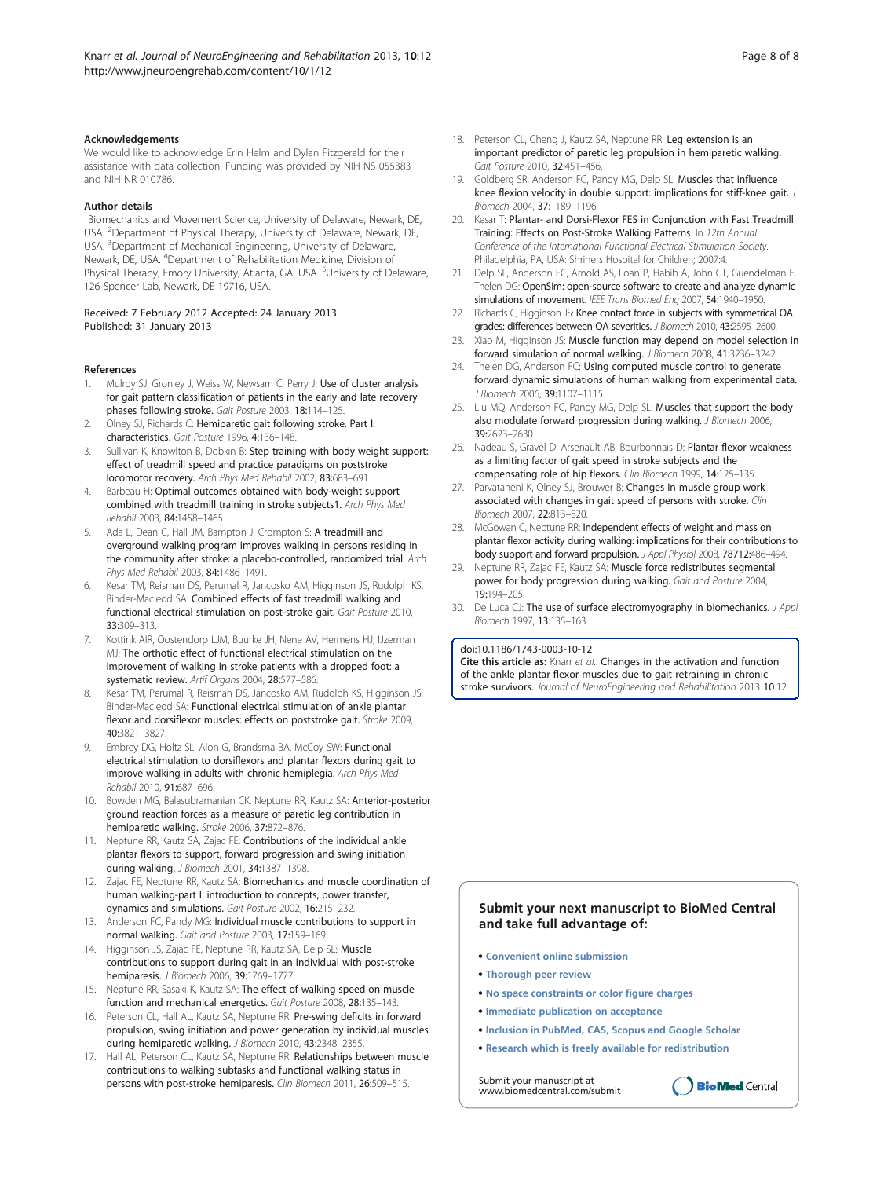## Acknowledgements

We would like to acknowledge Erin Helm and Dylan Fitzgerald for their assistance with data collection. Funding was provided by NIH NS 055383 and NIH NR 010786.

## Author details

[1]Biomechanics and Movement Science, University of Delaware, Newark, DE, USA. [2]Department of Physical Therapy, University of Delaware, Newark, DE, USA. [3]Department of Mechanical Engineering, University of Delaware, Newark, DE, USA. [4]Department of Rehabilitation Medicine, Division of Physical Therapy, Emory University, Atlanta, GA, USA. [5]University of Delaware, 126 Spencer Lab, Newark, DE 19716, USA.

Received: 7 February 2012 Accepted: 24 January 2013
Published: 31 January 2013

## References

1. Mulroy SJ, Gronley J, Weiss W, Newsam C, Perry J: **Use of cluster analysis for gait pattern classification of patients in the early and late recovery phases following stroke.** *Gait Posture* 2003, **18:**114–125.
2. Olney SJ, Richards C: **Hemiparetic gait following stroke. Part I: characteristics.** *Gait Posture* 1996, **4:**136–148.
3. Sullivan K, Knowlton B, Dobkin B: **Step training with body weight support: effect of treadmill speed and practice paradigms on poststroke locomotor recovery.** *Arch Phys Med Rehabil* 2002, **83:**683–691.
4. Barbeau H: **Optimal outcomes obtained with body-weight support combined with treadmill training in stroke subjects1.** *Arch Phys Med Rehabil* 2003, **84:**1458–1465.
5. Ada L, Dean C, Hall JM, Bampton J, Crompton S: **A treadmill and overground walking program improves walking in persons residing in the community after stroke: a placebo-controlled, randomized trial.** *Arch Phys Med Rehabil* 2003, **84:**1486–1491.
6. Kesar TM, Reisman DS, Perumal R, Jancosko AM, Higginson JS, Rudolph KS, Binder-Macleod SA: **Combined effects of fast treadmill walking and functional electrical stimulation on post-stroke gait.** *Gait Posture* 2010, **33:**309–313.
7. Kottink AIR, Oostendorp LJM, Buurke JH, Nene AV, Hermens HJ, IJzerman MJ: **The orthotic effect of functional electrical stimulation on the improvement of walking in stroke patients with a dropped foot: a systematic review.** *Artif Organs* 2004, **28:**577–586.
8. Kesar TM, Perumal R, Reisman DS, Jancosko AM, Rudolph KS, Higginson JS, Binder-Macleod SA: **Functional electrical stimulation of ankle plantar flexor and dorsiflexor muscles: effects on poststroke gait.** *Stroke* 2009, **40:**3821–3827.
9. Embrey DG, Holtz SL, Alon G, Brandsma BA, McCoy SW: **Functional electrical stimulation to dorsiflexors and plantar flexors during gait to improve walking in adults with chronic hemiplegia.** *Arch Phys Med Rehabil* 2010, **91:**687–696.
10. Bowden MG, Balasubramanian CK, Neptune RR, Kautz SA: **Anterior-posterior ground reaction forces as a measure of paretic leg contribution in hemiparetic walking.** *Stroke* 2006, **37:**872–876.
11. Neptune RR, Kautz SA, Zajac FE: **Contributions of the individual ankle plantar flexors to support, forward progression and swing initiation during walking.** *J Biomech* 2001, **34:**1387–1398.
12. Zajac FE, Neptune RR, Kautz SA: **Biomechanics and muscle coordination of human walking-part I: introduction to concepts, power transfer, dynamics and simulations.** *Gait Posture* 2002, **16:**215–232.
13. Anderson FC, Pandy MG: **Individual muscle contributions to support in normal walking.** *Gait and Posture* 2003, **17:**159–169.
14. Higginson JS, Zajac FE, Neptune RR, Kautz SA, Delp SL: **Muscle contributions to support during gait in an individual with post-stroke hemiparesis.** *J Biomech* 2006, **39:**1769–1777.
15. Neptune RR, Sasaki K, Kautz SA: **The effect of walking speed on muscle function and mechanical energetics.** *Gait Posture* 2008, **28:**135–143.
16. Peterson CL, Hall AL, Kautz SA, Neptune RR: **Pre-swing deficits in forward propulsion, swing initiation and power generation by individual muscles during hemiparetic walking.** *J Biomech* 2010, **43:**2348–2355.
17. Hall AL, Peterson CL, Kautz SA, Neptune RR: **Relationships between muscle contributions to walking subtasks and functional walking status in persons with post-stroke hemiparesis.** *Clin Biomech* 2011, **26:**509–515.
18. Peterson CL, Cheng J, Kautz SA, Neptune RR: **Leg extension is an important predictor of paretic leg propulsion in hemiparetic walking.** *Gait Posture* 2010, **32:**451–456.
19. Goldberg SR, Anderson FC, Pandy MG, Delp SL: **Muscles that influence knee flexion velocity in double support: implications for stiff-knee gait.** *J Biomech* 2004, **37:**1189–1196.
20. Kesar T: **Plantar- and Dorsi-Flexor FES in Conjunction with Fast Treadmill Training: Effects on Post-Stroke Walking Patterns.** In *12th Annual Conference of the International Functional Electrical Stimulation Society.* Philadelphia, PA, USA: Shriners Hospital for Children; 2007:4.
21. Delp SL, Anderson FC, Arnold AS, Loan P, Habib A, John CT, Guendelman E, Thelen DG: **OpenSim: open-source software to create and analyze dynamic simulations of movement.** *IEEE Trans Biomed Eng* 2007, **54:**1940–1950.
22. Richards C, Higginson JS: **Knee contact force in subjects with symmetrical OA grades: differences between OA severities.** *J Biomech* 2010, **43:**2595–2600.
23. Xiao M, Higginson JS: **Muscle function may depend on model selection in forward simulation of normal walking.** *J Biomech* 2008, **41:**3236–3242.
24. Thelen DG, Anderson FC: **Using computed muscle control to generate forward dynamic simulations of human walking from experimental data.** *J Biomech* 2006, **39:**1107–1115.
25. Liu MQ, Anderson FC, Pandy MG, Delp SL: **Muscles that support the body also modulate forward progression during walking.** *J Biomech* 2006, **39:**2623–2630.
26. Nadeau S, Gravel D, Arsenault AB, Bourbonnais D: **Plantar flexor weakness as a limiting factor of gait speed in stroke subjects and the compensating role of hip flexors.** *Clin Biomech* 1999, **14:**125–135.
27. Parvataneni K, Olney SJ, Brouwer B: **Changes in muscle group work associated with changes in gait speed of persons with stroke.** *Clin Biomech* 2007, **22:**813–820.
28. McGowan C, Neptune RR: **Independent effects of weight and mass on plantar flexor activity during walking: implications for their contributions to body support and forward propulsion.** *J Appl Physiol* 2008, **78712:**486–494.
29. Neptune RR, Zajac FE, Kautz SA: **Muscle force redistributes segmental power for body progression during walking.** *Gait and Posture* 2004, **19:**194–205.
30. De Luca CJ: **The use of surface electromyography in biomechanics.** *J Appl Biomech* 1997, **13:**135–163.

doi:10.1186/1743-0003-10-12
**Cite this article as:** Knarr *et al.*: Changes in the activation and function of the ankle plantar flexor muscles due to gait retraining in chronic stroke survivors. *Journal of NeuroEngineering and Rehabilitation* 2013 **10**:12.

**Submit your next manuscript to BioMed Central and take full advantage of:**

- **Convenient online submission**
- **Thorough peer review**
- **No space constraints or color figure charges**
- **Immediate publication on acceptance**
- **Inclusion in PubMed, CAS, Scopus and Google Scholar**
- **Research which is freely available for redistribution**

Submit your manuscript at
www.biomedcentral.com/submit

BioMed Central